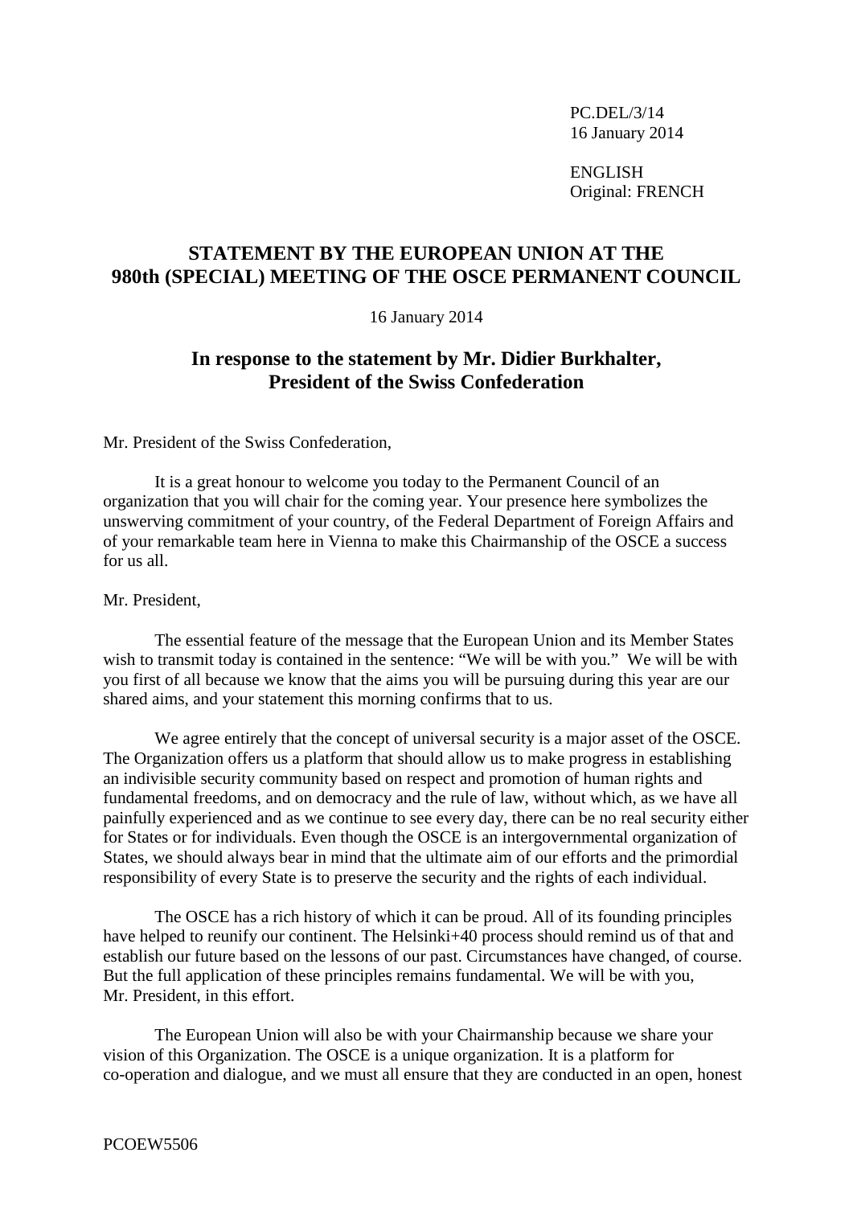PC.DEL/3/14
16 January 2014

ENGLISH
Original: FRENCH

# STATEMENT BY THE EUROPEAN UNION AT THE 980th (SPECIAL) MEETING OF THE OSCE PERMANENT COUNCIL

16 January 2014

## In response to the statement by Mr. Didier Burkhalter, President of the Swiss Confederation

Mr. President of the Swiss Confederation,

It is a great honour to welcome you today to the Permanent Council of an organization that you will chair for the coming year. Your presence here symbolizes the unswerving commitment of your country, of the Federal Department of Foreign Affairs and of your remarkable team here in Vienna to make this Chairmanship of the OSCE a success for us all.

Mr. President,

The essential feature of the message that the European Union and its Member States wish to transmit today is contained in the sentence: "We will be with you." We will be with you first of all because we know that the aims you will be pursuing during this year are our shared aims, and your statement this morning confirms that to us.

We agree entirely that the concept of universal security is a major asset of the OSCE. The Organization offers us a platform that should allow us to make progress in establishing an indivisible security community based on respect and promotion of human rights and fundamental freedoms, and on democracy and the rule of law, without which, as we have all painfully experienced and as we continue to see every day, there can be no real security either for States or for individuals. Even though the OSCE is an intergovernmental organization of States, we should always bear in mind that the ultimate aim of our efforts and the primordial responsibility of every State is to preserve the security and the rights of each individual.

The OSCE has a rich history of which it can be proud. All of its founding principles have helped to reunify our continent. The Helsinki+40 process should remind us of that and establish our future based on the lessons of our past. Circumstances have changed, of course. But the full application of these principles remains fundamental. We will be with you, Mr. President, in this effort.

The European Union will also be with your Chairmanship because we share your vision of this Organization. The OSCE is a unique organization. It is a platform for co-operation and dialogue, and we must all ensure that they are conducted in an open, honest

PCOEW5506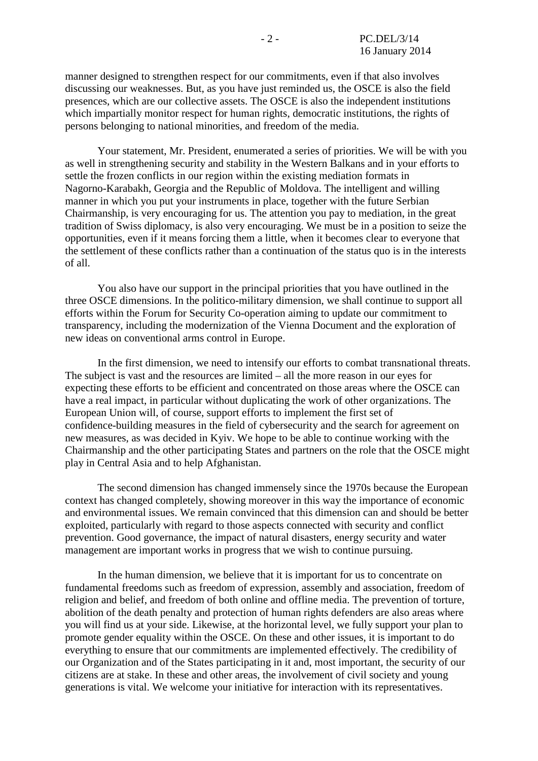manner designed to strengthen respect for our commitments, even if that also involves discussing our weaknesses. But, as you have just reminded us, the OSCE is also the field presences, which are our collective assets. The OSCE is also the independent institutions which impartially monitor respect for human rights, democratic institutions, the rights of persons belonging to national minorities, and freedom of the media.

Your statement, Mr. President, enumerated a series of priorities. We will be with you as well in strengthening security and stability in the Western Balkans and in your efforts to settle the frozen conflicts in our region within the existing mediation formats in Nagorno-Karabakh, Georgia and the Republic of Moldova. The intelligent and willing manner in which you put your instruments in place, together with the future Serbian Chairmanship, is very encouraging for us. The attention you pay to mediation, in the great tradition of Swiss diplomacy, is also very encouraging. We must be in a position to seize the opportunities, even if it means forcing them a little, when it becomes clear to everyone that the settlement of these conflicts rather than a continuation of the status quo is in the interests of all.

You also have our support in the principal priorities that you have outlined in the three OSCE dimensions. In the politico-military dimension, we shall continue to support all efforts within the Forum for Security Co-operation aiming to update our commitment to transparency, including the modernization of the Vienna Document and the exploration of new ideas on conventional arms control in Europe.

In the first dimension, we need to intensify our efforts to combat transnational threats. The subject is vast and the resources are limited – all the more reason in our eyes for expecting these efforts to be efficient and concentrated on those areas where the OSCE can have a real impact, in particular without duplicating the work of other organizations. The European Union will, of course, support efforts to implement the first set of confidence-building measures in the field of cybersecurity and the search for agreement on new measures, as was decided in Kyiv. We hope to be able to continue working with the Chairmanship and the other participating States and partners on the role that the OSCE might play in Central Asia and to help Afghanistan.

The second dimension has changed immensely since the 1970s because the European context has changed completely, showing moreover in this way the importance of economic and environmental issues. We remain convinced that this dimension can and should be better exploited, particularly with regard to those aspects connected with security and conflict prevention. Good governance, the impact of natural disasters, energy security and water management are important works in progress that we wish to continue pursuing.

In the human dimension, we believe that it is important for us to concentrate on fundamental freedoms such as freedom of expression, assembly and association, freedom of religion and belief, and freedom of both online and offline media. The prevention of torture, abolition of the death penalty and protection of human rights defenders are also areas where you will find us at your side. Likewise, at the horizontal level, we fully support your plan to promote gender equality within the OSCE. On these and other issues, it is important to do everything to ensure that our commitments are implemented effectively. The credibility of our Organization and of the States participating in it and, most important, the security of our citizens are at stake. In these and other areas, the involvement of civil society and young generations is vital. We welcome your initiative for interaction with its representatives.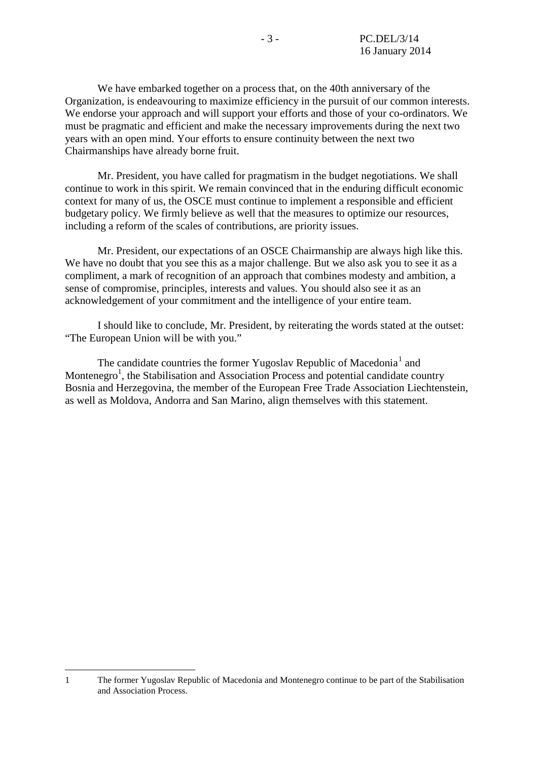We have embarked together on a process that, on the 40th anniversary of the Organization, is endeavouring to maximize efficiency in the pursuit of our common interests. We endorse your approach and will support your efforts and those of your co-ordinators. We must be pragmatic and efficient and make the necessary improvements during the next two years with an open mind. Your efforts to ensure continuity between the next two Chairmanships have already borne fruit.

Mr. President, you have called for pragmatism in the budget negotiations. We shall continue to work in this spirit. We remain convinced that in the enduring difficult economic context for many of us, the OSCE must continue to implement a responsible and efficient budgetary policy. We firmly believe as well that the measures to optimize our resources, including a reform of the scales of contributions, are priority issues.

Mr. President, our expectations of an OSCE Chairmanship are always high like this. We have no doubt that you see this as a major challenge. But we also ask you to see it as a compliment, a mark of recognition of an approach that combines modesty and ambition, a sense of compromise, principles, interests and values. You should also see it as an acknowledgement of your commitment and the intelligence of your entire team.

I should like to conclude, Mr. President, by reiterating the words stated at the outset: "The European Union will be with you."

The candidate countries the former Yugoslav Republic of Macedonia[1] and Montenegro[1], the Stabilisation and Association Process and potential candidate country Bosnia and Herzegovina, the member of the European Free Trade Association Liechtenstein, as well as Moldova, Andorra and San Marino, align themselves with this statement.

---

1 The former Yugoslav Republic of Macedonia and Montenegro continue to be part of the Stabilisation and Association Process.